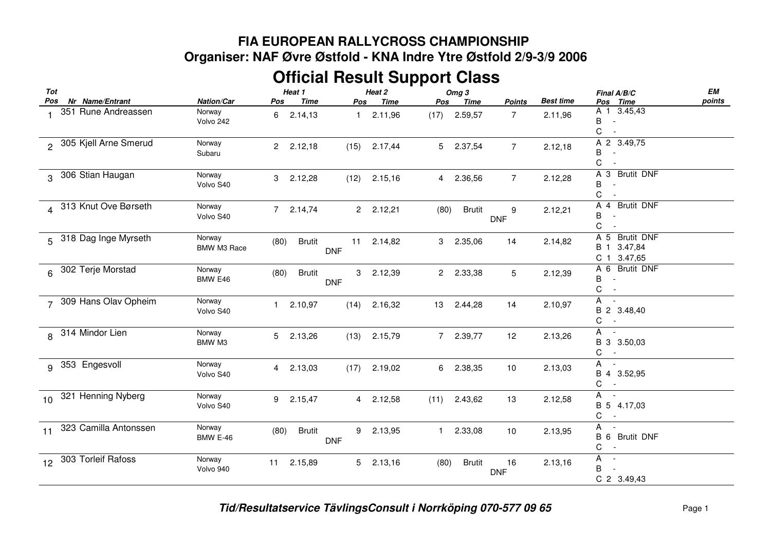# FIA EUROPEAN RALLYCROSS CHAMPIONSHIP

## Organiser: NAF Øvre Østfold - KNA Indre Ytre Østfold 2/9-3/9 2006

# Official Result Support Class

| Tot Pos | Nr | Name/Entrant | Nation/Car | Heat 1 Pos | Heat 1 Time | Heat 2 Pos | Heat 2 Time | Omg 3 Pos | Omg 3 Time | Points | Best time | Final A/B/C Pos Time | EM points |
|---|---|---|---|---|---|---|---|---|---|---|---|---|---|
| 1 | 351 | Rune Andreassen | Norway Volvo 242 | 6 | 2.14,13 | 1 | 2.11,96 | (17) | 2.59,57 | 7 | 2.11,96 | A 1 3.45,43 / B - / C - | |
| 2 | 305 | Kjell Arne Smerud | Norway Subaru | 2 | 2.12,18 | (15) | 2.17,44 | 5 | 2.37,54 | 7 | 2.12,18 | A 2 3.49,75 / B - / C - | |
| 3 | 306 | Stian Haugan | Norway Volvo S40 | 3 | 2.12,28 | (12) | 2.15,16 | 4 | 2.36,56 | 7 | 2.12,28 | A 3 Brutit DNF / B - / C - | |
| 4 | 313 | Knut Ove Børseth | Norway Volvo S40 | 7 | 2.14,74 | 2 | 2.12,21 | (80) | Brutit DNF | 9 | 2.12,21 | A 4 Brutit DNF / B - / C - | |
| 5 | 318 | Dag Inge Myrseth | Norway BMW M3 Race | (80) | Brutit DNF | 11 | 2.14,82 | 3 | 2.35,06 | 14 | 2.14,82 | A 5 Brutit DNF / B 1 3.47,84 / C 1 3.47,65 | |
| 6 | 302 | Terje Morstad | Norway BMW E46 | (80) | Brutit DNF | 3 | 2.12,39 | 2 | 2.33,38 | 5 | 2.12,39 | A 6 Brutit DNF / B - / C - | |
| 7 | 309 | Hans Olav Opheim | Norway Volvo S40 | 1 | 2.10,97 | (14) | 2.16,32 | 13 | 2.44,28 | 14 | 2.10,97 | A - / B 2 3.48,40 / C - | |
| 8 | 314 | Mindor Lien | Norway BMW M3 | 5 | 2.13,26 | (13) | 2.15,79 | 7 | 2.39,77 | 12 | 2.13,26 | A - / B 3 3.50,03 / C - | |
| 9 | 353 | Engesvoll | Norway Volvo S40 | 4 | 2.13,03 | (17) | 2.19,02 | 6 | 2.38,35 | 10 | 2.13,03 | A - / B 4 3.52,95 / C - | |
| 10 | 321 | Henning Nyberg | Norway Volvo S40 | 9 | 2.15,47 | 4 | 2.12,58 | (11) | 2.43,62 | 13 | 2.12,58 | A - / B 5 4.17,03 / C - | |
| 11 | 323 | Camilla Antonssen | Norway BMW E-46 | (80) | Brutit DNF | 9 | 2.13,95 | 1 | 2.33,08 | 10 | 2.13,95 | A - / B 6 Brutit DNF / C - | |
| 12 | 303 | Torleif Rafoss | Norway Volvo 940 | 11 | 2.15,89 | 5 | 2.13,16 | (80) | Brutit DNF | 16 | 2.13,16 | A - / B - / C 2 3.49,43 | |

*Tid/Resultatservice TävlingsConsult i Norrköping 070-577 09 65*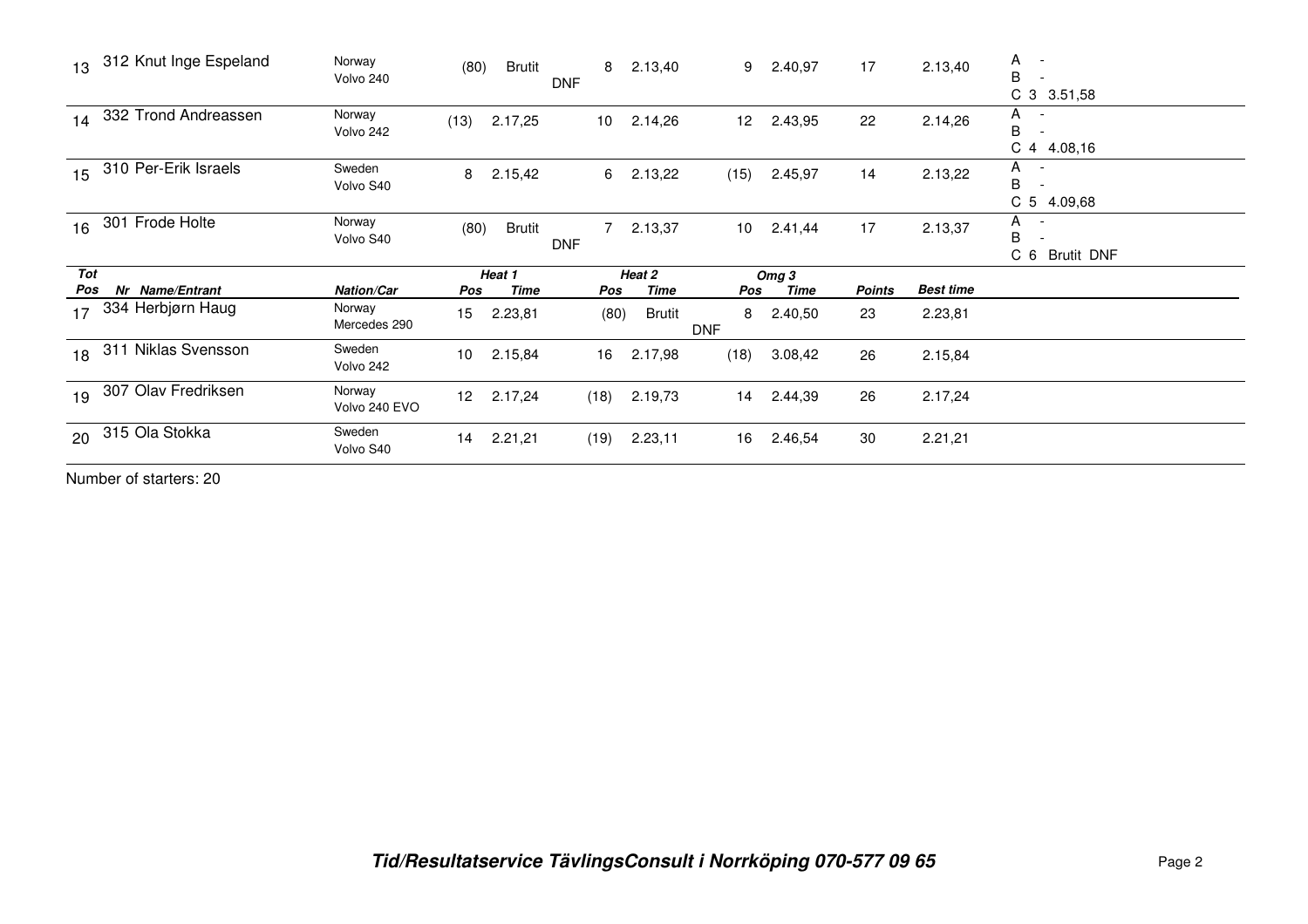| Tot Pos | Nr | Name/Entrant | Nation/Car | Heat 1 Pos | Heat 1 Time | Heat 2 Pos | Heat 2 Time | Omg 3 Pos | Omg 3 Time | Points | Best time | |
|---|---|---|---|---|---|---|---|---|---|---|---|---|
| 13 | 312 | Knut Inge Espeland | Norway Volvo 240 | (80) | Brutit DNF | 8 | 2.13,40 | 9 | 2.40,97 | 17 | 2.13,40 | A - B - C 3 3.51,58 |
| 14 | 332 | Trond Andreassen | Norway Volvo 242 | (13) | 2.17,25 | 10 | 2.14,26 | 12 | 2.43,95 | 22 | 2.14,26 | A - B - C 4 4.08,16 |
| 15 | 310 | Per-Erik Israels | Sweden Volvo S40 | 8 | 2.15,42 | 6 | 2.13,22 | (15) | 2.45,97 | 14 | 2.13,22 | A - B - C 5 4.09,68 |
| 16 | 301 | Frode Holte | Norway Volvo S40 | (80) | Brutit DNF | 7 | 2.13,37 | 10 | 2.41,44 | 17 | 2.13,37 | A - B - C 6 Brutit DNF |
| 17 | 334 | Herbjørn Haug | Norway Mercedes 290 | 15 | 2.23,81 | (80) | Brutit DNF | 8 | 2.40,50 | 23 | 2.23,81 | |
| 18 | 311 | Niklas Svensson | Sweden Volvo 242 | 10 | 2.15,84 | 16 | 2.17,98 | (18) | 3.08,42 | 26 | 2.15,84 | |
| 19 | 307 | Olav Fredriksen | Norway Volvo 240 EVO | 12 | 2.17,24 | (18) | 2.19,73 | 14 | 2.44,39 | 26 | 2.17,24 | |
| 20 | 315 | Ola Stokka | Sweden Volvo S40 | 14 | 2.21,21 | (19) | 2.23,11 | 16 | 2.46,54 | 30 | 2.21,21 | |

Number of starters: 20

***Tid/Resultatservice TävlingsConsult i Norrköping 070-577 09 65***